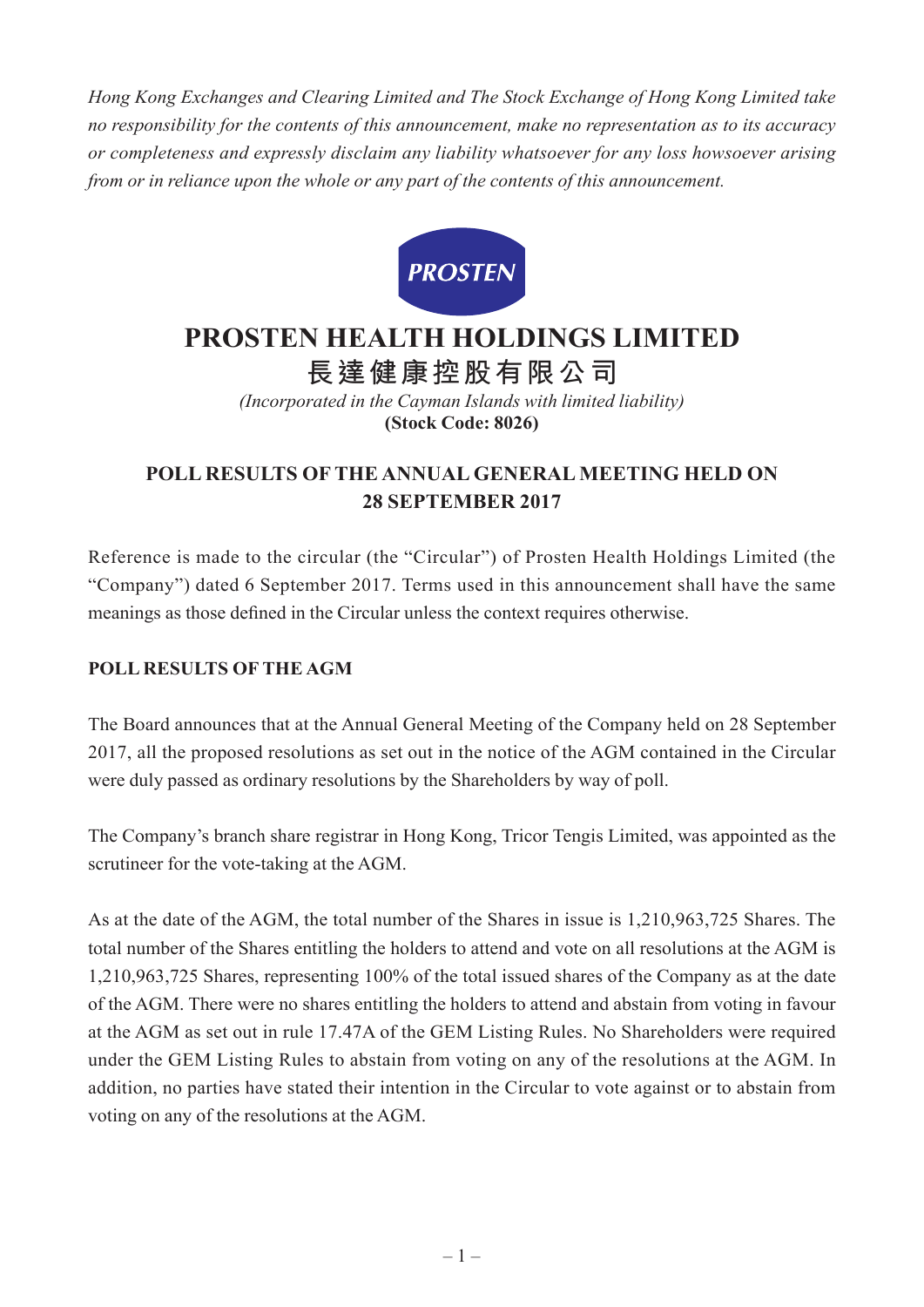*Hong Kong Exchanges and Clearing Limited and The Stock Exchange of Hong Kong Limited take no responsibility for the contents of this announcement, make no representation as to its accuracy or completeness and expressly disclaim any liability whatsoever for any loss howsoever arising from or in reliance upon the whole or any part of the contents of this announcement.*

PROSTEN

# PROSTEN HEALTH HOLDINGS LIMITED

# 長達健康控股有限公司

*(Incorporated in the Cayman Islands with limited liability)*

**(Stock Code: 8026)**

## POLL RESULTS OF THE ANNUAL GENERAL MEETING HELD ON 28 SEPTEMBER 2017

Reference is made to the circular (the "Circular") of Prosten Health Holdings Limited (the "Company") dated 6 September 2017. Terms used in this announcement shall have the same meanings as those defined in the Circular unless the context requires otherwise.

### POLL RESULTS OF THE AGM

The Board announces that at the Annual General Meeting of the Company held on 28 September 2017, all the proposed resolutions as set out in the notice of the AGM contained in the Circular were duly passed as ordinary resolutions by the Shareholders by way of poll.

The Company's branch share registrar in Hong Kong, Tricor Tengis Limited, was appointed as the scrutineer for the vote-taking at the AGM.

As at the date of the AGM, the total number of the Shares in issue is 1,210,963,725 Shares. The total number of the Shares entitling the holders to attend and vote on all resolutions at the AGM is 1,210,963,725 Shares, representing 100% of the total issued shares of the Company as at the date of the AGM. There were no shares entitling the holders to attend and abstain from voting in favour at the AGM as set out in rule 17.47A of the GEM Listing Rules. No Shareholders were required under the GEM Listing Rules to abstain from voting on any of the resolutions at the AGM. In addition, no parties have stated their intention in the Circular to vote against or to abstain from voting on any of the resolutions at the AGM.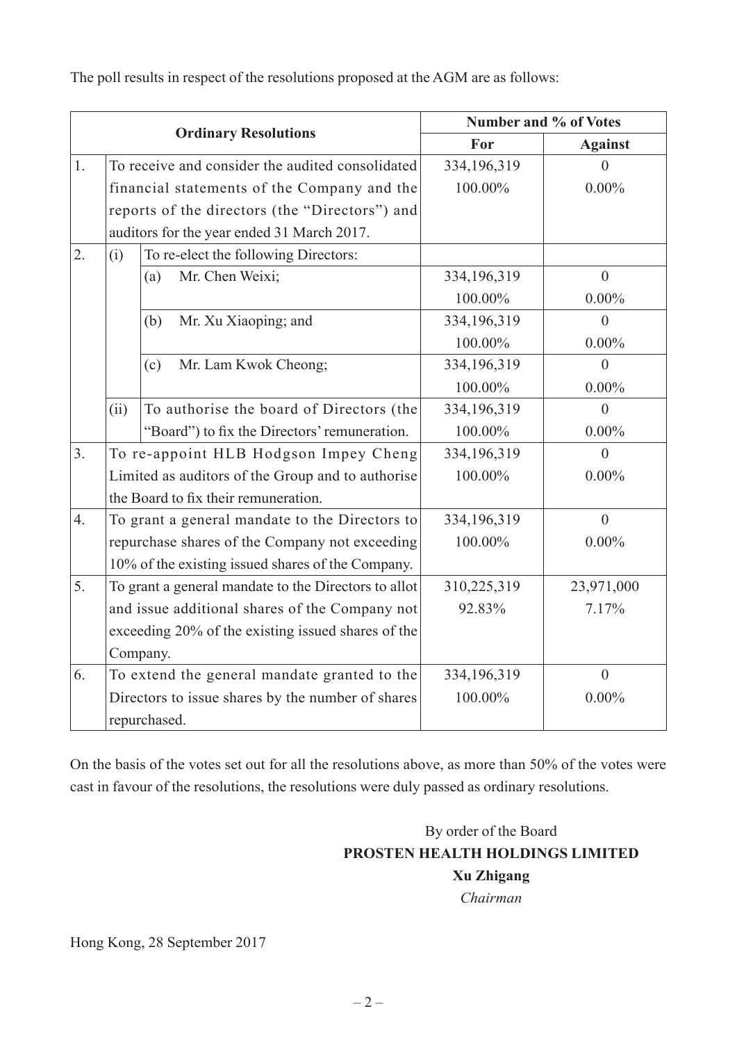The poll results in respect of the resolutions proposed at the AGM are as follows:

| Ordinary Resolutions | | | Number and % of Votes | |
|---|---|---|---|---|
| | | | **For** | **Against** |
| 1. | To receive and consider the audited consolidated financial statements of the Company and the reports of the directors (the "Directors") and auditors for the year ended 31 March 2017. | | 334,196,319<br>100.00% | 0<br>0.00% |
| 2. | (i) | To re-elect the following Directors: | | |
| | | (a) Mr. Chen Weixi; | 334,196,319<br>100.00% | 0<br>0.00% |
| | | (b) Mr. Xu Xiaoping; and | 334,196,319<br>100.00% | 0<br>0.00% |
| | | (c) Mr. Lam Kwok Cheong; | 334,196,319<br>100.00% | 0<br>0.00% |
| | (ii) | To authorise the board of Directors (the "Board") to fix the Directors' remuneration. | 334,196,319<br>100.00% | 0<br>0.00% |
| 3. | To re-appoint HLB Hodgson Impey Cheng Limited as auditors of the Group and to authorise the Board to fix their remuneration. | | 334,196,319<br>100.00% | 0<br>0.00% |
| 4. | To grant a general mandate to the Directors to repurchase shares of the Company not exceeding 10% of the existing issued shares of the Company. | | 334,196,319<br>100.00% | 0<br>0.00% |
| 5. | To grant a general mandate to the Directors to allot and issue additional shares of the Company not exceeding 20% of the existing issued shares of the Company. | | 310,225,319<br>92.83% | 23,971,000<br>7.17% |
| 6. | To extend the general mandate granted to the Directors to issue shares by the number of shares repurchased. | | 334,196,319<br>100.00% | 0<br>0.00% |

On the basis of the votes set out for all the resolutions above, as more than 50% of the votes were cast in favour of the resolutions, the resolutions were duly passed as ordinary resolutions.

By order of the Board
**PROSTEN HEALTH HOLDINGS LIMITED**
**Xu Zhigang**
*Chairman*

Hong Kong, 28 September 2017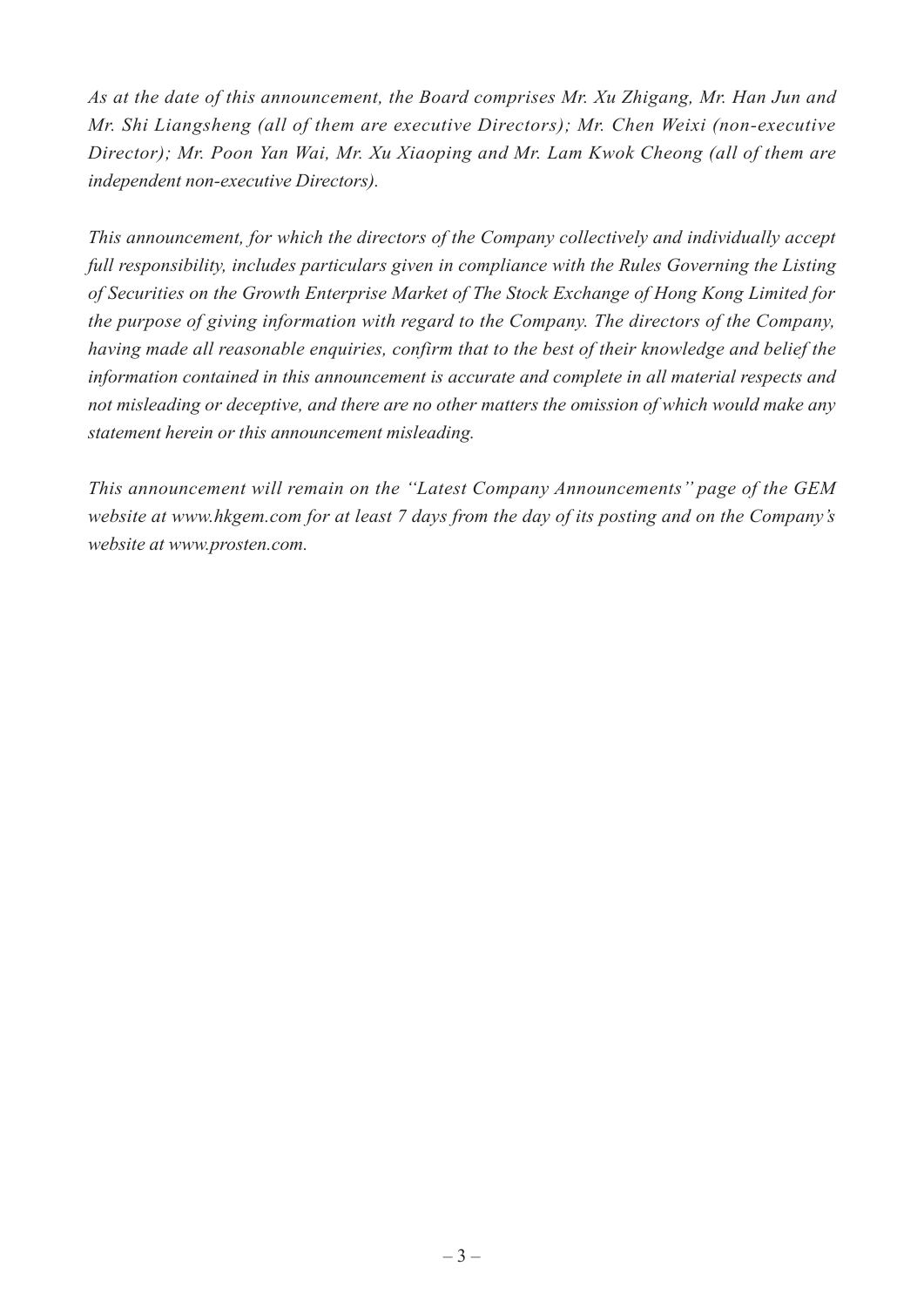*As at the date of this announcement, the Board comprises Mr. Xu Zhigang, Mr. Han Jun and Mr. Shi Liangsheng (all of them are executive Directors); Mr. Chen Weixi (non-executive Director); Mr. Poon Yan Wai, Mr. Xu Xiaoping and Mr. Lam Kwok Cheong (all of them are independent non-executive Directors).*

*This announcement, for which the directors of the Company collectively and individually accept full responsibility, includes particulars given in compliance with the Rules Governing the Listing of Securities on the Growth Enterprise Market of The Stock Exchange of Hong Kong Limited for the purpose of giving information with regard to the Company. The directors of the Company, having made all reasonable enquiries, confirm that to the best of their knowledge and belief the information contained in this announcement is accurate and complete in all material respects and not misleading or deceptive, and there are no other matters the omission of which would make any statement herein or this announcement misleading.*

*This announcement will remain on the "Latest Company Announcements" page of the GEM website at www.hkgem.com for at least 7 days from the day of its posting and on the Company's website at www.prosten.com.*